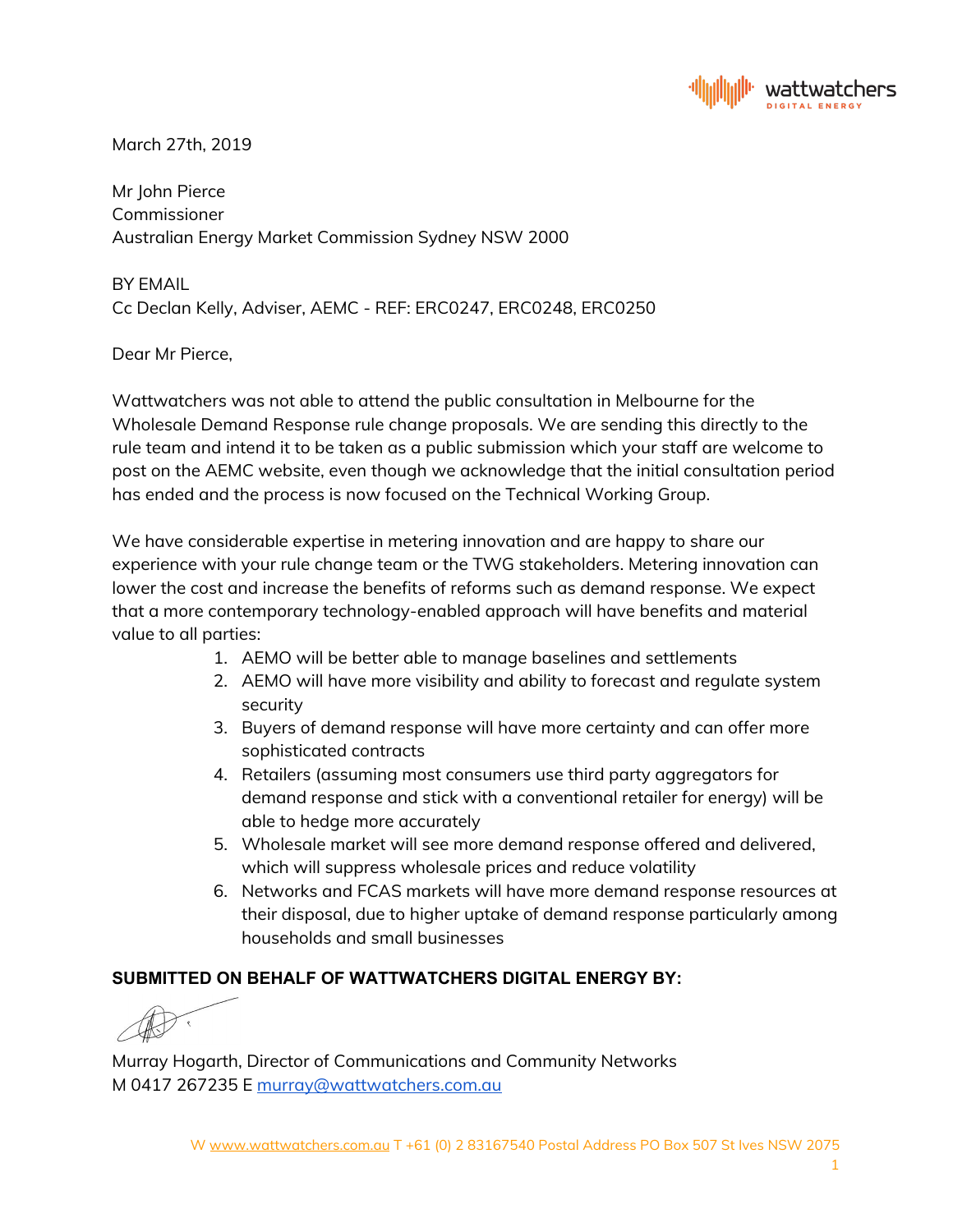March 27th, 2019

Mr John Pierce
Commissioner
Australian Energy Market Commission Sydney NSW 2000

BY EMAIL
Cc Declan Kelly, Adviser, AEMC - REF: ERC0247, ERC0248, ERC0250

Dear Mr Pierce,

Wattwatchers was not able to attend the public consultation in Melbourne for the Wholesale Demand Response rule change proposals. We are sending this directly to the rule team and intend it to be taken as a public submission which your staff are welcome to post on the AEMC website, even though we acknowledge that the initial consultation period has ended and the process is now focused on the Technical Working Group.

We have considerable expertise in metering innovation and are happy to share our experience with your rule change team or the TWG stakeholders. Metering innovation can lower the cost and increase the benefits of reforms such as demand response. We expect that a more contemporary technology-enabled approach will have benefits and material value to all parties:

1. AEMO will be better able to manage baselines and settlements
2. AEMO will have more visibility and ability to forecast and regulate system security
3. Buyers of demand response will have more certainty and can offer more sophisticated contracts
4. Retailers (assuming most consumers use third party aggregators for demand response and stick with a conventional retailer for energy) will be able to hedge more accurately
5. Wholesale market will see more demand response offered and delivered, which will suppress wholesale prices and reduce volatility
6. Networks and FCAS markets will have more demand response resources at their disposal, due to higher uptake of demand response particularly among households and small businesses

**SUBMITTED ON BEHALF OF WATTWATCHERS DIGITAL ENERGY BY:**

Murray Hogarth, Director of Communications and Community Networks
M 0417 267235 E murray@wattwatchers.com.au

W www.wattwatchers.com.au T +61 (0) 2 83167540 Postal Address PO Box 507 St Ives NSW 2075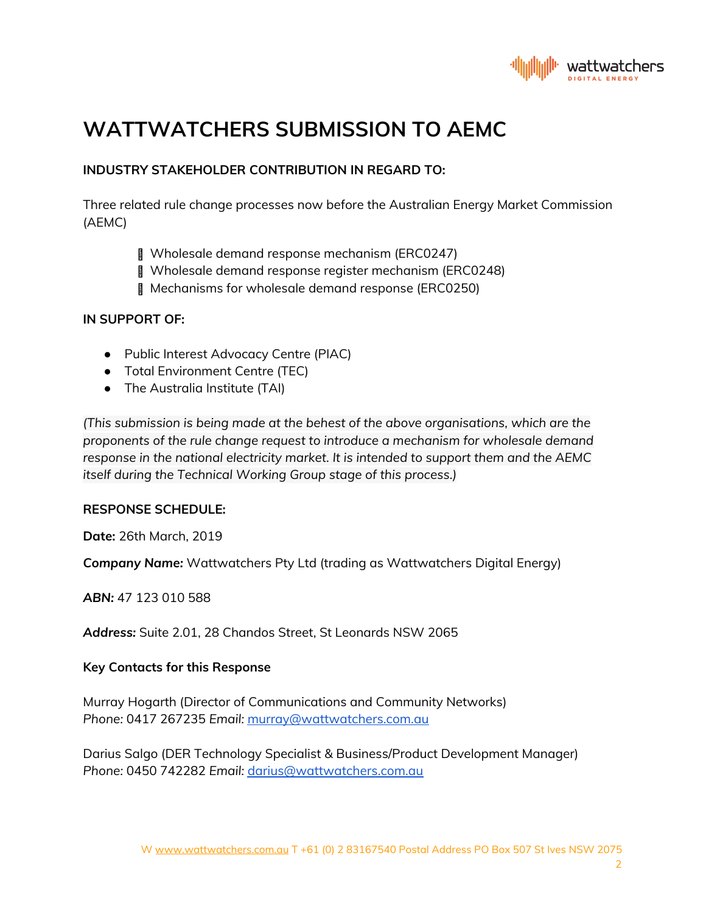# WATTWATCHERS SUBMISSION TO AEMC

**INDUSTRY STAKEHOLDER CONTRIBUTION IN REGARD TO:**

Three related rule change processes now before the Australian Energy Market Commission (AEMC)

- Wholesale demand response mechanism (ERC0247)
- Wholesale demand response register mechanism (ERC0248)
- Mechanisms for wholesale demand response (ERC0250)

**IN SUPPORT OF:**

- Public Interest Advocacy Centre (PIAC)
- Total Environment Centre (TEC)
- The Australia Institute (TAI)

*(This submission is being made at the behest of the above organisations, which are the proponents of the rule change request to introduce a mechanism for wholesale demand response in the national electricity market. It is intended to support them and the AEMC itself during the Technical Working Group stage of this process.)*

**RESPONSE SCHEDULE:**

**Date:** 26th March, 2019

***Company Name:*** Wattwatchers Pty Ltd (trading as Wattwatchers Digital Energy)

***ABN:*** 47 123 010 588

***Address:*** Suite 2.01, 28 Chandos Street, St Leonards NSW 2065

**Key Contacts for this Response**

Murray Hogarth (Director of Communications and Community Networks)
*Phone:* 0417 267235 *Email:* murray@wattwatchers.com.au

Darius Salgo (DER Technology Specialist & Business/Product Development Manager)
*Phone:* 0450 742282 *Email:* darius@wattwatchers.com.au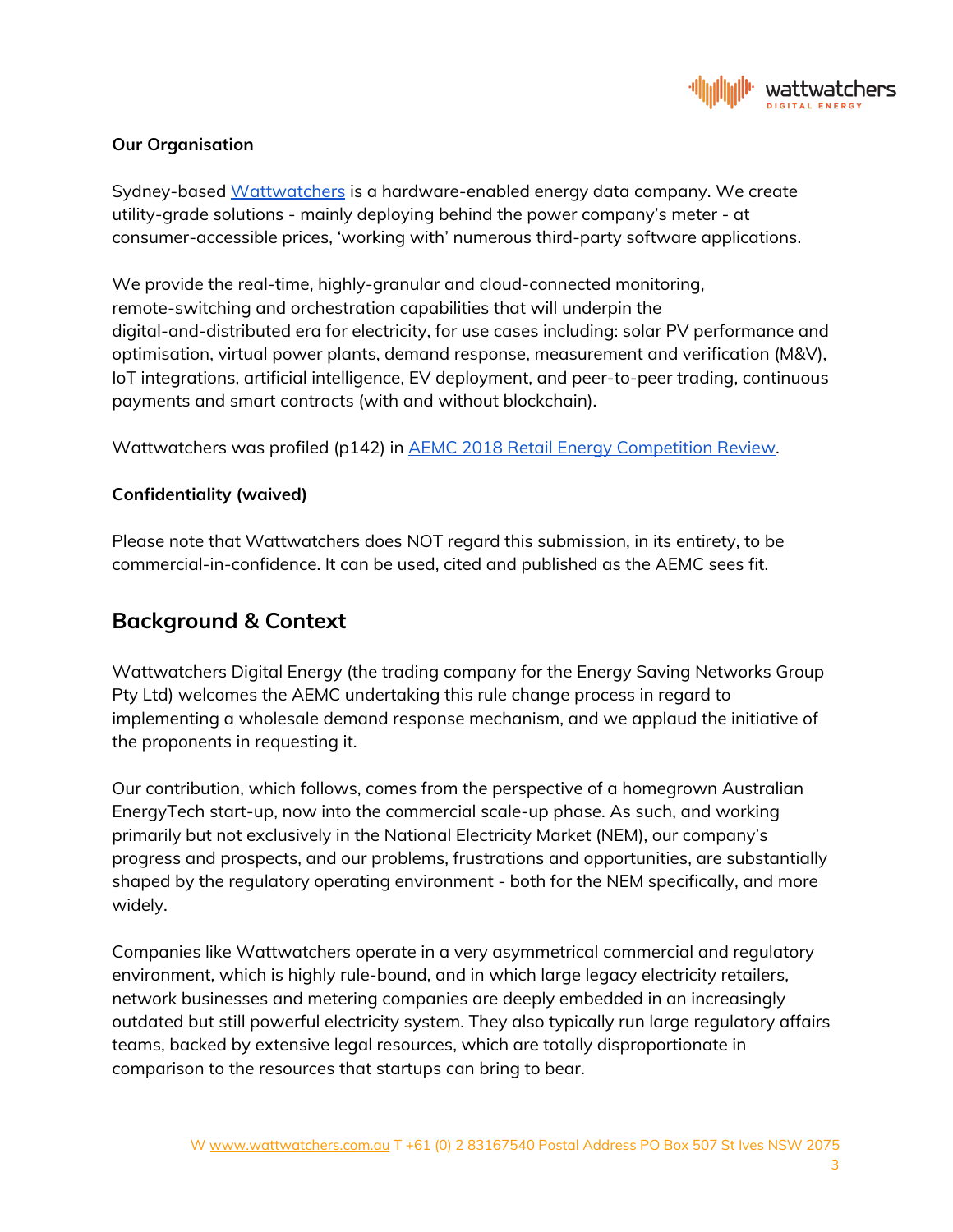**Our Organisation**

Sydney-based [Wattwatchers](https://wattwatchers.com.au) is a hardware-enabled energy data company. We create utility-grade solutions - mainly deploying behind the power company's meter - at consumer-accessible prices, 'working with' numerous third-party software applications.

We provide the real-time, highly-granular and cloud-connected monitoring, remote-switching and orchestration capabilities that will underpin the digital-and-distributed era for electricity, for use cases including: solar PV performance and optimisation, virtual power plants, demand response, measurement and verification (M&V), IoT integrations, artificial intelligence, EV deployment, and peer-to-peer trading, continuous payments and smart contracts (with and without blockchain).

Wattwatchers was profiled (p142) in AEMC 2018 Retail Energy Competition Review.

**Confidentiality (waived)**

Please note that Wattwatchers does NOT regard this submission, in its entirety, to be commercial-in-confidence. It can be used, cited and published as the AEMC sees fit.

## Background & Context

Wattwatchers Digital Energy (the trading company for the Energy Saving Networks Group Pty Ltd) welcomes the AEMC undertaking this rule change process in regard to implementing a wholesale demand response mechanism, and we applaud the initiative of the proponents in requesting it.

Our contribution, which follows, comes from the perspective of a homegrown Australian EnergyTech start-up, now into the commercial scale-up phase. As such, and working primarily but not exclusively in the National Electricity Market (NEM), our company's progress and prospects, and our problems, frustrations and opportunities, are substantially shaped by the regulatory operating environment - both for the NEM specifically, and more widely.

Companies like Wattwatchers operate in a very asymmetrical commercial and regulatory environment, which is highly rule-bound, and in which large legacy electricity retailers, network businesses and metering companies are deeply embedded in an increasingly outdated but still powerful electricity system. They also typically run large regulatory affairs teams, backed by extensive legal resources, which are totally disproportionate in comparison to the resources that startups can bring to bear.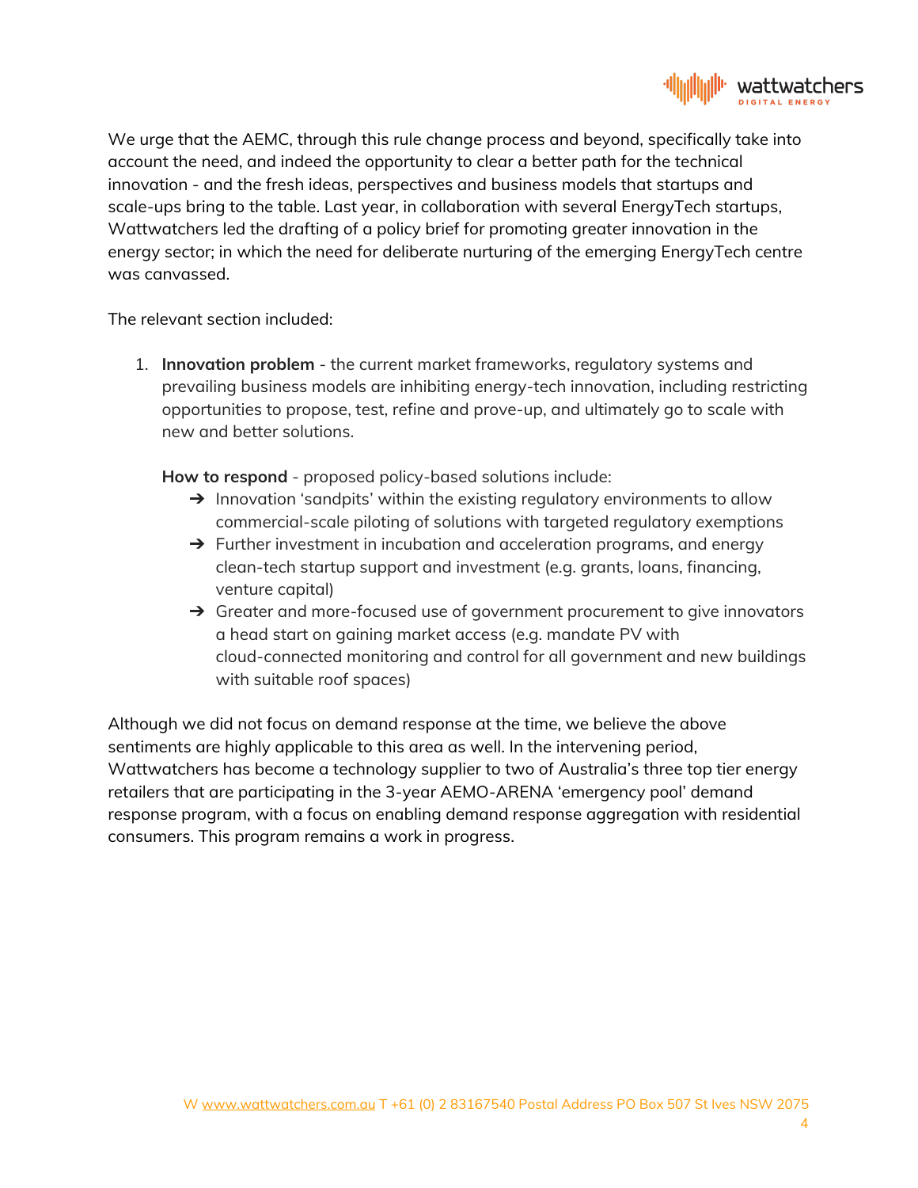We urge that the AEMC, through this rule change process and beyond, specifically take into account the need, and indeed the opportunity to clear a better path for the technical innovation - and the fresh ideas, perspectives and business models that startups and scale-ups bring to the table. Last year, in collaboration with several EnergyTech startups, Wattwatchers led the drafting of a policy brief for promoting greater innovation in the energy sector; in which the need for deliberate nurturing of the emerging EnergyTech centre was canvassed.

The relevant section included:

1. **Innovation problem** - the current market frameworks, regulatory systems and prevailing business models are inhibiting energy-tech innovation, including restricting opportunities to propose, test, refine and prove-up, and ultimately go to scale with new and better solutions.

   **How to respond** - proposed policy-based solutions include:
   - ➔ Innovation 'sandpits' within the existing regulatory environments to allow commercial-scale piloting of solutions with targeted regulatory exemptions
   - ➔ Further investment in incubation and acceleration programs, and energy clean-tech startup support and investment (e.g. grants, loans, financing, venture capital)
   - ➔ Greater and more-focused use of government procurement to give innovators a head start on gaining market access (e.g. mandate PV with cloud-connected monitoring and control for all government and new buildings with suitable roof spaces)

Although we did not focus on demand response at the time, we believe the above sentiments are highly applicable to this area as well. In the intervening period, Wattwatchers has become a technology supplier to two of Australia's three top tier energy retailers that are participating in the 3-year AEMO-ARENA 'emergency pool' demand response program, with a focus on enabling demand response aggregation with residential consumers. This program remains a work in progress.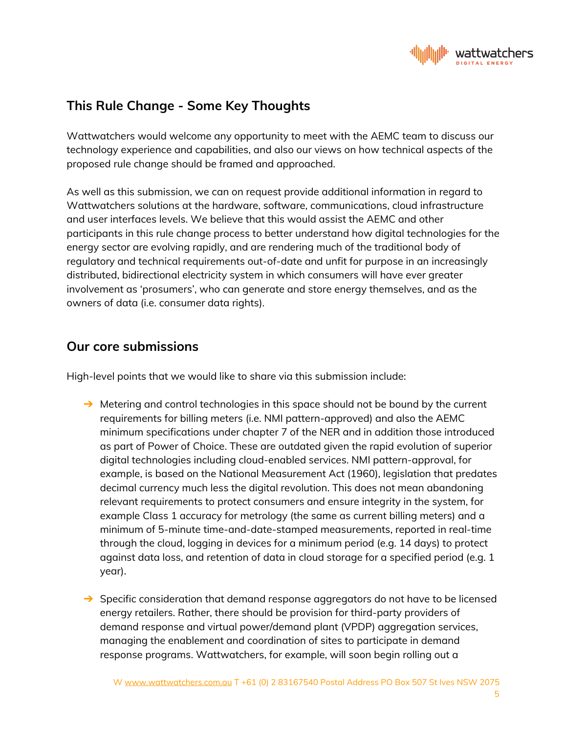## This Rule Change - Some Key Thoughts

Wattwatchers would welcome any opportunity to meet with the AEMC team to discuss our technology experience and capabilities, and also our views on how technical aspects of the proposed rule change should be framed and approached.

As well as this submission, we can on request provide additional information in regard to Wattwatchers solutions at the hardware, software, communications, cloud infrastructure and user interfaces levels. We believe that this would assist the AEMC and other participants in this rule change process to better understand how digital technologies for the energy sector are evolving rapidly, and are rendering much of the traditional body of regulatory and technical requirements out-of-date and unfit for purpose in an increasingly distributed, bidirectional electricity system in which consumers will have ever greater involvement as 'prosumers', who can generate and store energy themselves, and as the owners of data (i.e. consumer data rights).

## Our core submissions

High-level points that we would like to share via this submission include:

- Metering and control technologies in this space should not be bound by the current requirements for billing meters (i.e. NMI pattern-approved) and also the AEMC minimum specifications under chapter 7 of the NER and in addition those introduced as part of Power of Choice. These are outdated given the rapid evolution of superior digital technologies including cloud-enabled services. NMI pattern-approval, for example, is based on the National Measurement Act (1960), legislation that predates decimal currency much less the digital revolution. This does not mean abandoning relevant requirements to protect consumers and ensure integrity in the system, for example Class 1 accuracy for metrology (the same as current billing meters) and a minimum of 5-minute time-and-date-stamped measurements, reported in real-time through the cloud, logging in devices for a minimum period (e.g. 14 days) to protect against data loss, and retention of data in cloud storage for a specified period (e.g. 1 year).

- Specific consideration that demand response aggregators do not have to be licensed energy retailers. Rather, there should be provision for third-party providers of demand response and virtual power/demand plant (VPDP) aggregation services, managing the enablement and coordination of sites to participate in demand response programs. Wattwatchers, for example, will soon begin rolling out a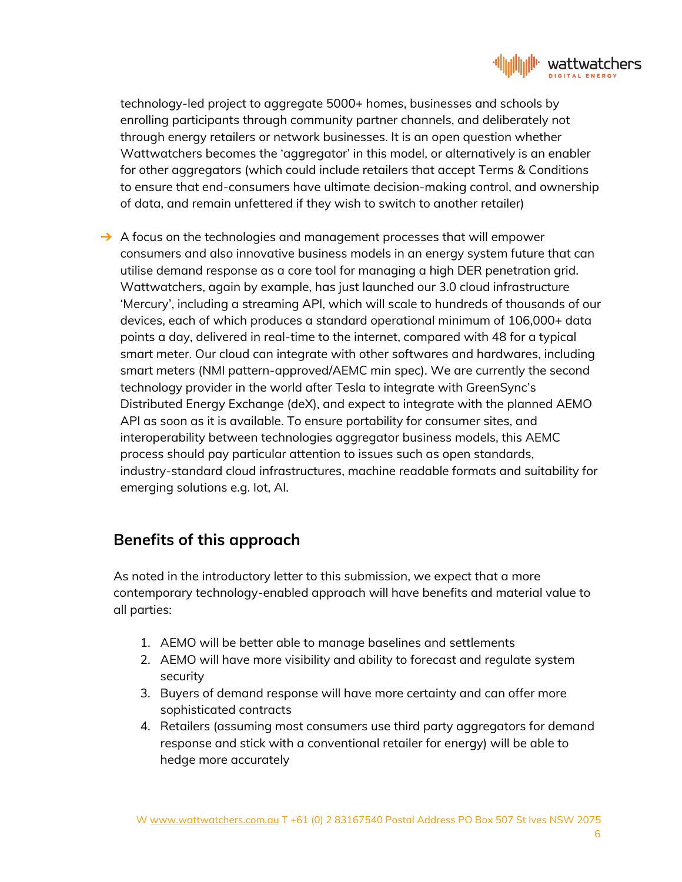technology-led project to aggregate 5000+ homes, businesses and schools by enrolling participants through community partner channels, and deliberately not through energy retailers or network businesses. It is an open question whether Wattwatchers becomes the 'aggregator' in this model, or alternatively is an enabler for other aggregators (which could include retailers that accept Terms & Conditions to ensure that end-consumers have ultimate decision-making control, and ownership of data, and remain unfettered if they wish to switch to another retailer)

→ A focus on the technologies and management processes that will empower consumers and also innovative business models in an energy system future that can utilise demand response as a core tool for managing a high DER penetration grid. Wattwatchers, again by example, has just launched our 3.0 cloud infrastructure 'Mercury', including a streaming API, which will scale to hundreds of thousands of our devices, each of which produces a standard operational minimum of 106,000+ data points a day, delivered in real-time to the internet, compared with 48 for a typical smart meter. Our cloud can integrate with other softwares and hardwares, including smart meters (NMI pattern-approved/AEMC min spec). We are currently the second technology provider in the world after Tesla to integrate with GreenSync's Distributed Energy Exchange (deX), and expect to integrate with the planned AEMO API as soon as it is available. To ensure portability for consumer sites, and interoperability between technologies aggregator business models, this AEMC process should pay particular attention to issues such as open standards, industry-standard cloud infrastructures, machine readable formats and suitability for emerging solutions e.g. Iot, AI.

## Benefits of this approach

As noted in the introductory letter to this submission, we expect that a more contemporary technology-enabled approach will have benefits and material value to all parties:

1. AEMO will be better able to manage baselines and settlements
2. AEMO will have more visibility and ability to forecast and regulate system security
3. Buyers of demand response will have more certainty and can offer more sophisticated contracts
4. Retailers (assuming most consumers use third party aggregators for demand response and stick with a conventional retailer for energy) will be able to hedge more accurately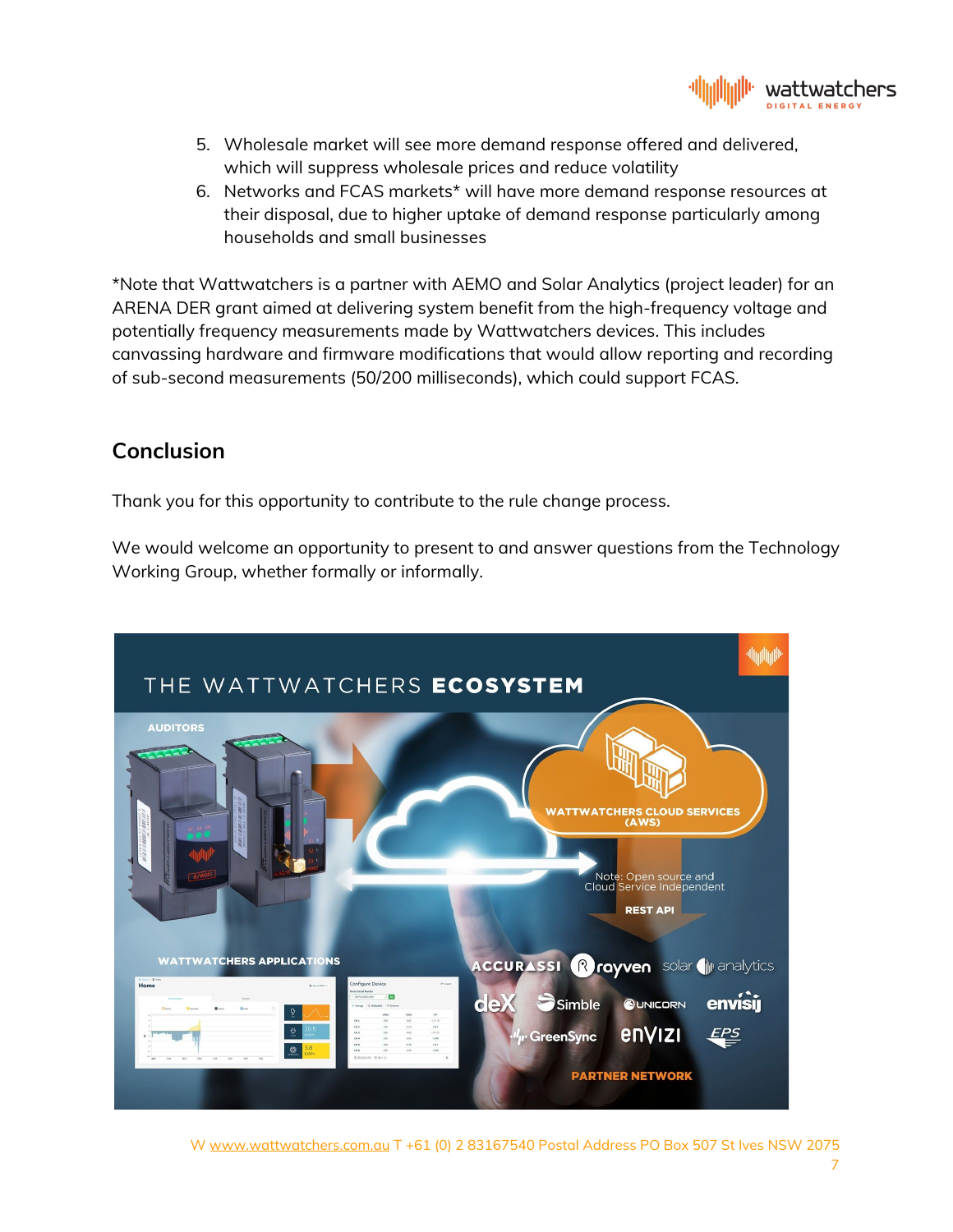5. Wholesale market will see more demand response offered and delivered, which will suppress wholesale prices and reduce volatility
6. Networks and FCAS markets* will have more demand response resources at their disposal, due to higher uptake of demand response particularly among households and small businesses

*Note that Wattwatchers is a partner with AEMO and Solar Analytics (project leader) for an ARENA DER grant aimed at delivering system benefit from the high-frequency voltage and potentially frequency measurements made by Wattwatchers devices. This includes canvassing hardware and firmware modifications that would allow reporting and recording of sub-second measurements (50/200 milliseconds), which could support FCAS.

## Conclusion

Thank you for this opportunity to contribute to the rule change process.

We would welcome an opportunity to present to and answer questions from the Technology Working Group, whether formally or informally.

THE WATTWATCHERS **ECOSYSTEM**

AUDITORS

WATTWATCHERS CLOUD SERVICES (AWS)

Note: Open source and Cloud Service Independent

REST API

WATTWATCHERS APPLICATIONS

ACCURASSI rayven solar analytics dex Simble UNICORN envisij GreenSync envizi EPS

PARTNER NETWORK

W www.wattwatchers.com.au T +61 (0) 2 83167540 Postal Address PO Box 507 St Ives NSW 2075